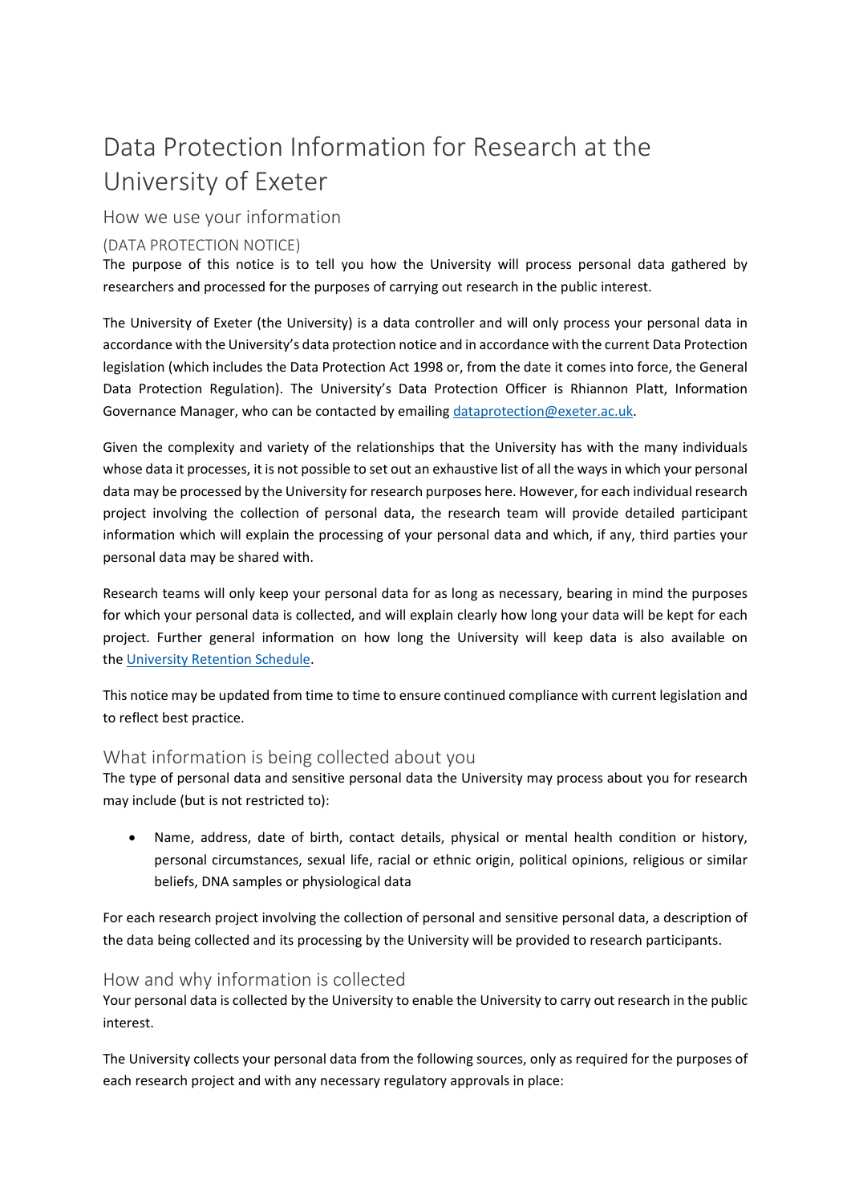# Data Protection Information for Research at the University of Exeter

## How we use your information

### (DATA PROTECTION NOTICE)

The purpose of this notice is to tell you how the University will process personal data gathered by researchers and processed for the purposes of carrying out research in the public interest.

The University of Exeter (the University) is a data controller and will only process your personal data in accordance with the University's data protection notice and in accordance with the current Data Protection legislation (which includes the Data Protection Act 1998 or, from the date it comes into force, the General Data Protection Regulation). The University's Data Protection Officer is Rhiannon Platt, Information Governance Manager, who can be contacted by emailing dataprotection@exeter.ac.uk.

Given the complexity and variety of the relationships that the University has with the many individuals whose data it processes, it is not possible to set out an exhaustive list of all the ways in which your personal data may be processed by the University for research purposes here. However, for each individual research project involving the collection of personal data, the research team will provide detailed participant information which will explain the processing of your personal data and which, if any, third parties your personal data may be shared with.

Research teams will only keep your personal data for as long as necessary, bearing in mind the purposes for which your personal data is collected, and will explain clearly how long your data will be kept for each project. Further general information on how long the University will keep data is also available on the University Retention Schedule.

This notice may be updated from time to time to ensure continued compliance with current legislation and to reflect best practice.

## What information is being collected about you

The type of personal data and sensitive personal data the University may process about you for research may include (but is not restricted to):

- Name, address, date of birth, contact details, physical or mental health condition or history, personal circumstances, sexual life, racial or ethnic origin, political opinions, religious or similar beliefs, DNA samples or physiological data

For each research project involving the collection of personal and sensitive personal data, a description of the data being collected and its processing by the University will be provided to research participants.

## How and why information is collected

Your personal data is collected by the University to enable the University to carry out research in the public interest.

The University collects your personal data from the following sources, only as required for the purposes of each research project and with any necessary regulatory approvals in place: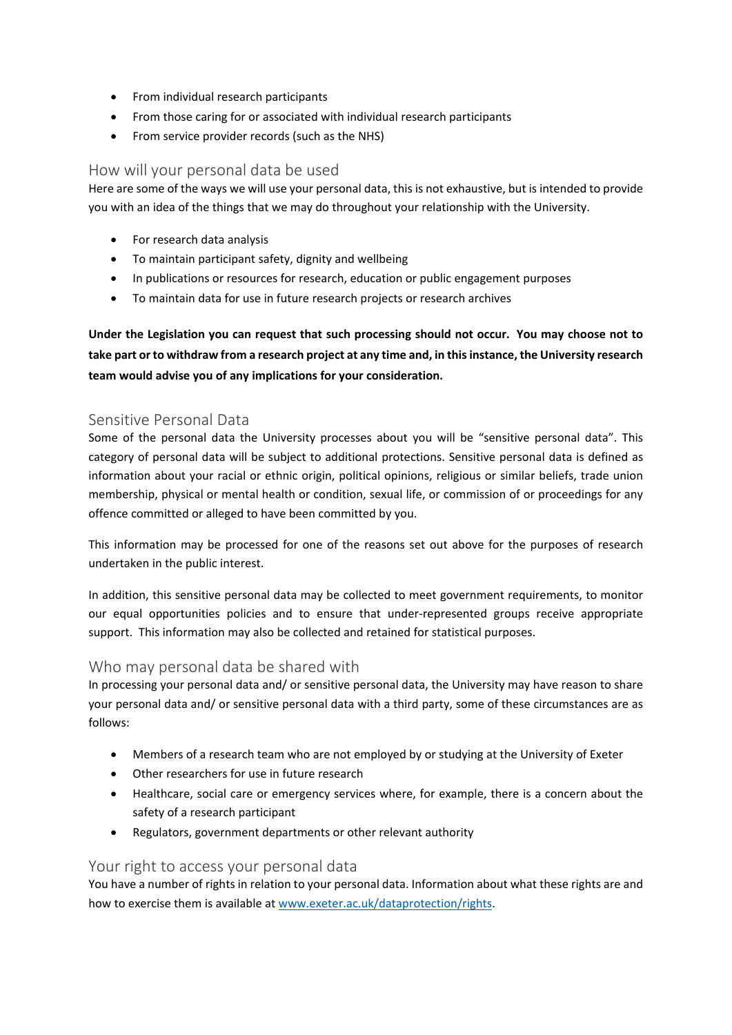- From individual research participants
- From those caring for or associated with individual research participants
- From service provider records (such as the NHS)

## How will your personal data be used

Here are some of the ways we will use your personal data, this is not exhaustive, but is intended to provide you with an idea of the things that we may do throughout your relationship with the University.

- For research data analysis
- To maintain participant safety, dignity and wellbeing
- In publications or resources for research, education or public engagement purposes
- To maintain data for use in future research projects or research archives

**Under the Legislation you can request that such processing should not occur. You may choose not to take part or to withdraw from a research project at any time and, in this instance, the University research team would advise you of any implications for your consideration.**

## Sensitive Personal Data

Some of the personal data the University processes about you will be "sensitive personal data". This category of personal data will be subject to additional protections. Sensitive personal data is defined as information about your racial or ethnic origin, political opinions, religious or similar beliefs, trade union membership, physical or mental health or condition, sexual life, or commission of or proceedings for any offence committed or alleged to have been committed by you.

This information may be processed for one of the reasons set out above for the purposes of research undertaken in the public interest.

In addition, this sensitive personal data may be collected to meet government requirements, to monitor our equal opportunities policies and to ensure that under-represented groups receive appropriate support. This information may also be collected and retained for statistical purposes.

## Who may personal data be shared with

In processing your personal data and/ or sensitive personal data, the University may have reason to share your personal data and/ or sensitive personal data with a third party, some of these circumstances are as follows:

- Members of a research team who are not employed by or studying at the University of Exeter
- Other researchers for use in future research
- Healthcare, social care or emergency services where, for example, there is a concern about the safety of a research participant
- Regulators, government departments or other relevant authority

## Your right to access your personal data

You have a number of rights in relation to your personal data. Information about what these rights are and how to exercise them is available at [www.exeter.ac.uk/dataprotection/rights](www.exeter.ac.uk/dataprotection/rights).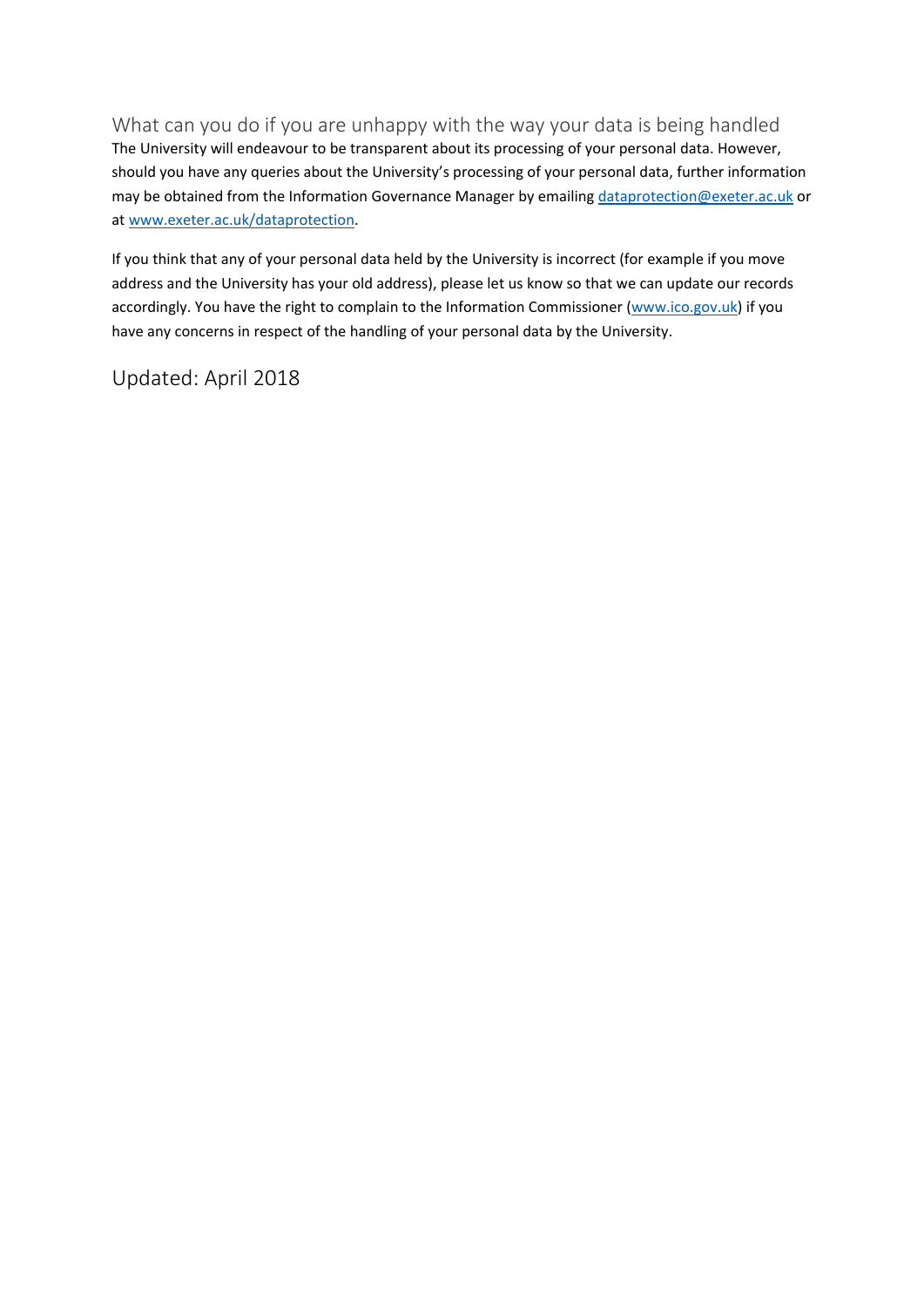## What can you do if you are unhappy with the way your data is being handled

The University will endeavour to be transparent about its processing of your personal data. However, should you have any queries about the University's processing of your personal data, further information may be obtained from the Information Governance Manager by emailing dataprotection@exeter.ac.uk or at www.exeter.ac.uk/dataprotection.

If you think that any of your personal data held by the University is incorrect (for example if you move address and the University has your old address), please let us know so that we can update our records accordingly. You have the right to complain to the Information Commissioner (www.ico.gov.uk) if you have any concerns in respect of the handling of your personal data by the University.

## Updated: April 2018